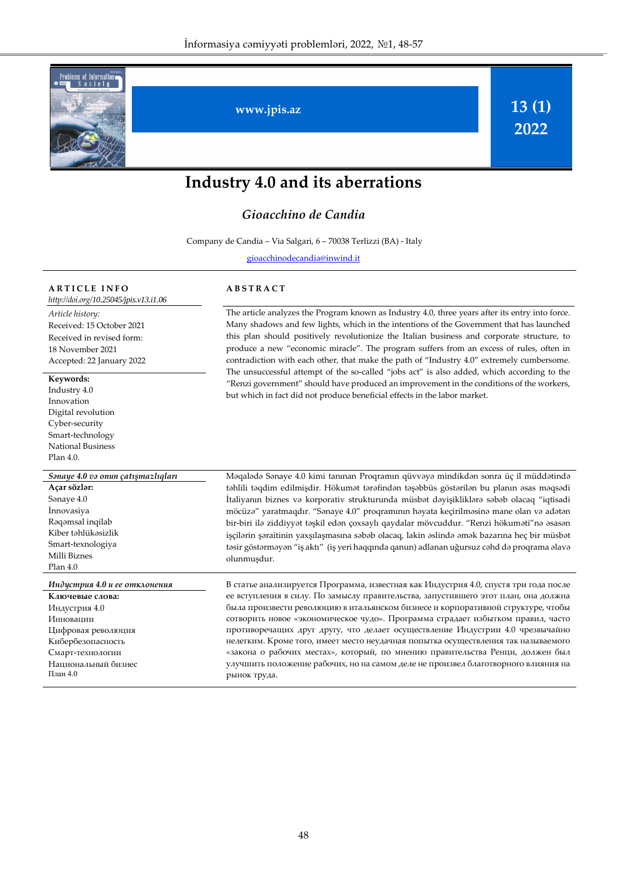# Industry 4.0 and its aberrations

## *Gioacchino de Candia*

Company de Candia – Via Salgari, 6 – 70038 Terlizzi (BA) - Italy

gioacchinodecandia@inwind.it

**ARTICLE INFO**

*http://doi.org/10.25045/jpis.v13.i1.06*

*Article history:*
Received: 15 October 2021
Received in revised form: 18 November 2021
Accepted: 22 January 2022

**Keywords:**
Industry 4.0
Innovation
Digital revolution
Cyber-security
Smart-technology
National Business
Plan 4.0.

**ABSTRACT**

The article analyzes the Program known as Industry 4.0, three years after its entry into force. Many shadows and few lights, which in the intentions of the Government that has launched this plan should positively revolutionize the Italian business and corporate structure, to produce a new "economic miracle". The program suffers from an excess of rules, often in contradiction with each other, that make the path of "Industry 4.0" extremely cumbersome. The unsuccessful attempt of the so-called "jobs act" is also added, which according to the "Renzi government" should have produced an improvement in the conditions of the workers, but which in fact did not produce beneficial effects in the labor market.

***Sənaye 4.0 və onun çatışmazlıqları***

**Açar sözlər:**
Sənaye 4.0
İnnovasiya
Rəqəmsal inqilab
Kiber təhlükəsizlik
Smart-texnologiya
Milli Biznes
Plan 4.0

Məqalədə Sənaye 4.0 kimi tanınan Proqramın qüvvəyə mindikdən sonra üç il müddətində təhlili təqdim edilmişdir. Hökumət tərəfindən təşəbbüs göstərilən bu planın əsas məqsədi İtaliyanın biznes və korporativ strukturunda müsbət dəyişikliklərə səbəb olacaq "iqtisadi möcüzə" yaratmaqdır. "Sənaye 4.0" proqramının həyata keçirilməsinə mane olan və adətən bir-biri ilə ziddiyyət təşkil edən çoxsaylı qaydalar mövcuddur. "Renzi hökuməti"nə əsasən işçilərin şəraitinin yaxşılaşmasına səbəb olacaq, lakin əslində əmək bazarına heç bir müsbət təsir göstərməyən "iş aktı" (iş yeri haqqında qanun) adlanan uğursuz cəhd də proqrama əlavə olunmuşdur.

***Индустрия 4.0 и ее отклонения***

**Ключевые слова:**
Индустрия 4.0
Инновации
Цифровая революция
Кибербезопасность
Смарт-технологии
Национальный бизнес
План 4.0

В статье анализируется Программа, известная как Индустрия 4.0, спустя три года после ее вступления в силу. По замыслу правительства, запустившего этот план, она должна была произвести революцию в итальянском бизнесе и корпоративной структуре, чтобы сотворить новое «экономическое чудо». Программа страдает избытком правил, часто противоречащих друг другу, что делает осуществление Индустрии 4.0 чрезвычайно нелегким. Кроме того, имеет место неудачная попытка осуществления так называемого «закона о рабочих местах», который, по мнению правительства Ренци, должен был улучшить положение рабочих, но на самом деле не произвел благотворного влияния на рынок труда.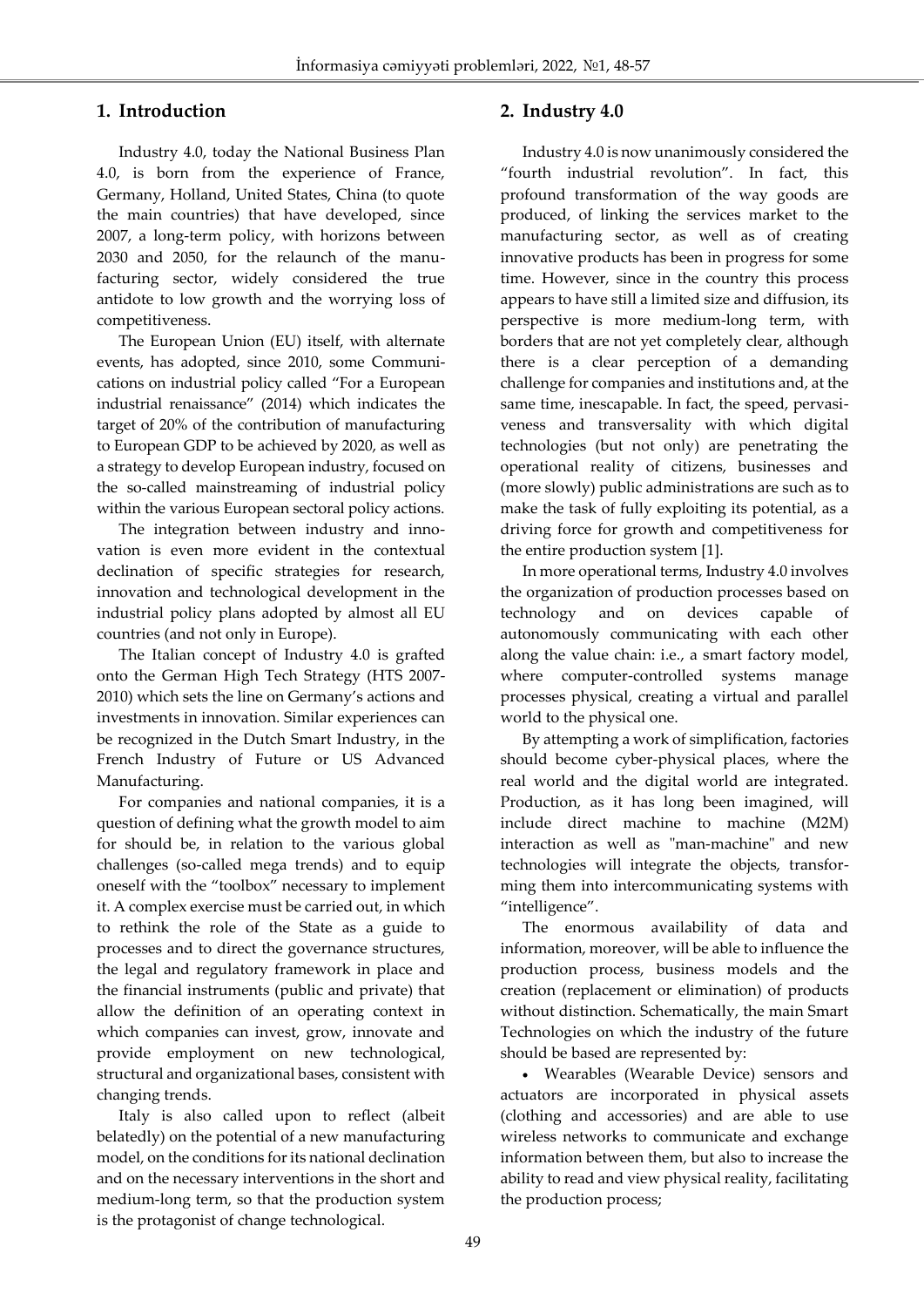## 1. Introduction

Industry 4.0, today the National Business Plan 4.0, is born from the experience of France, Germany, Holland, United States, China (to quote the main countries) that have developed, since 2007, a long-term policy, with horizons between 2030 and 2050, for the relaunch of the manufacturing sector, widely considered the true antidote to low growth and the worrying loss of competitiveness.

The European Union (EU) itself, with alternate events, has adopted, since 2010, some Communications on industrial policy called "For a European industrial renaissance" (2014) which indicates the target of 20% of the contribution of manufacturing to European GDP to be achieved by 2020, as well as a strategy to develop European industry, focused on the so-called mainstreaming of industrial policy within the various European sectoral policy actions.

The integration between industry and innovation is even more evident in the contextual declination of specific strategies for research, innovation and technological development in the industrial policy plans adopted by almost all EU countries (and not only in Europe).

The Italian concept of Industry 4.0 is grafted onto the German High Tech Strategy (HTS 2007-2010) which sets the line on Germany's actions and investments in innovation. Similar experiences can be recognized in the Dutch Smart Industry, in the French Industry of Future or US Advanced Manufacturing.

For companies and national companies, it is a question of defining what the growth model to aim for should be, in relation to the various global challenges (so-called mega trends) and to equip oneself with the "toolbox" necessary to implement it. A complex exercise must be carried out, in which to rethink the role of the State as a guide to processes and to direct the governance structures, the legal and regulatory framework in place and the financial instruments (public and private) that allow the definition of an operating context in which companies can invest, grow, innovate and provide employment on new technological, structural and organizational bases, consistent with changing trends.

Italy is also called upon to reflect (albeit belatedly) on the potential of a new manufacturing model, on the conditions for its national declination and on the necessary interventions in the short and medium-long term, so that the production system is the protagonist of change technological.

## 2. Industry 4.0

Industry 4.0 is now unanimously considered the "fourth industrial revolution". In fact, this profound transformation of the way goods are produced, of linking the services market to the manufacturing sector, as well as of creating innovative products has been in progress for some time. However, since in the country this process appears to have still a limited size and diffusion, its perspective is more medium-long term, with borders that are not yet completely clear, although there is a clear perception of a demanding challenge for companies and institutions and, at the same time, inescapable. In fact, the speed, pervasiveness and transversality with which digital technologies (but not only) are penetrating the operational reality of citizens, businesses and (more slowly) public administrations are such as to make the task of fully exploiting its potential, as a driving force for growth and competitiveness for the entire production system [1].

In more operational terms, Industry 4.0 involves the organization of production processes based on technology and on devices capable of autonomously communicating with each other along the value chain: i.e., a smart factory model, where computer-controlled systems manage processes physical, creating a virtual and parallel world to the physical one.

By attempting a work of simplification, factories should become cyber-physical places, where the real world and the digital world are integrated. Production, as it has long been imagined, will include direct machine to machine (M2M) interaction as well as "man-machine" and new technologies will integrate the objects, transforming them into intercommunicating systems with "intelligence".

The enormous availability of data and information, moreover, will be able to influence the production process, business models and the creation (replacement or elimination) of products without distinction. Schematically, the main Smart Technologies on which the industry of the future should be based are represented by:

- Wearables (Wearable Device) sensors and actuators are incorporated in physical assets (clothing and accessories) and are able to use wireless networks to communicate and exchange information between them, but also to increase the ability to read and view physical reality, facilitating the production process;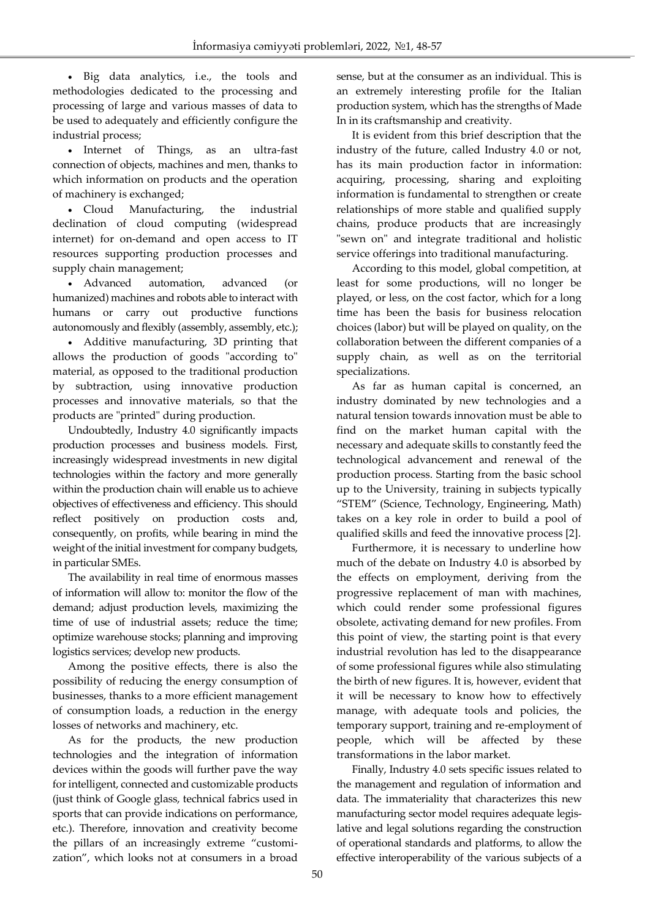- Big data analytics, i.e., the tools and methodologies dedicated to the processing and processing of large and various masses of data to be used to adequately and efficiently configure the industrial process;
- Internet of Things, as an ultra-fast connection of objects, machines and men, thanks to which information on products and the operation of machinery is exchanged;
- Cloud Manufacturing, the industrial declination of cloud computing (widespread internet) for on-demand and open access to IT resources supporting production processes and supply chain management;
- Advanced automation, advanced (or humanized) machines and robots able to interact with humans or carry out productive functions autonomously and flexibly (assembly, assembly, etc.);
- Additive manufacturing, 3D printing that allows the production of goods "according to" material, as opposed to the traditional production by subtraction, using innovative production processes and innovative materials, so that the products are "printed" during production.

Undoubtedly, Industry 4.0 significantly impacts production processes and business models. First, increasingly widespread investments in new digital technologies within the factory and more generally within the production chain will enable us to achieve objectives of effectiveness and efficiency. This should reflect positively on production costs and, consequently, on profits, while bearing in mind the weight of the initial investment for company budgets, in particular SMEs.

The availability in real time of enormous masses of information will allow to: monitor the flow of the demand; adjust production levels, maximizing the time of use of industrial assets; reduce the time; optimize warehouse stocks; planning and improving logistics services; develop new products.

Among the positive effects, there is also the possibility of reducing the energy consumption of businesses, thanks to a more efficient management of consumption loads, a reduction in the energy losses of networks and machinery, etc.

As for the products, the new production technologies and the integration of information devices within the goods will further pave the way for intelligent, connected and customizable products (just think of Google glass, technical fabrics used in sports that can provide indications on performance, etc.). Therefore, innovation and creativity become the pillars of an increasingly extreme "customization", which looks not at consumers in a broad sense, but at the consumer as an individual. This is an extremely interesting profile for the Italian production system, which has the strengths of Made In in its craftsmanship and creativity.

It is evident from this brief description that the industry of the future, called Industry 4.0 or not, has its main production factor in information: acquiring, processing, sharing and exploiting information is fundamental to strengthen or create relationships of more stable and qualified supply chains, produce products that are increasingly "sewn on" and integrate traditional and holistic service offerings into traditional manufacturing.

According to this model, global competition, at least for some productions, will no longer be played, or less, on the cost factor, which for a long time has been the basis for business relocation choices (labor) but will be played on quality, on the collaboration between the different companies of a supply chain, as well as on the territorial specializations.

As far as human capital is concerned, an industry dominated by new technologies and a natural tension towards innovation must be able to find on the market human capital with the necessary and adequate skills to constantly feed the technological advancement and renewal of the production process. Starting from the basic school up to the University, training in subjects typically "STEM" (Science, Technology, Engineering, Math) takes on a key role in order to build a pool of qualified skills and feed the innovative process [2].

Furthermore, it is necessary to underline how much of the debate on Industry 4.0 is absorbed by the effects on employment, deriving from the progressive replacement of man with machines, which could render some professional figures obsolete, activating demand for new profiles. From this point of view, the starting point is that every industrial revolution has led to the disappearance of some professional figures while also stimulating the birth of new figures. It is, however, evident that it will be necessary to know how to effectively manage, with adequate tools and policies, the temporary support, training and re-employment of people, which will be affected by these transformations in the labor market.

Finally, Industry 4.0 sets specific issues related to the management and regulation of information and data. The immateriality that characterizes this new manufacturing sector model requires adequate legislative and legal solutions regarding the construction of operational standards and platforms, to allow the effective interoperability of the various subjects of a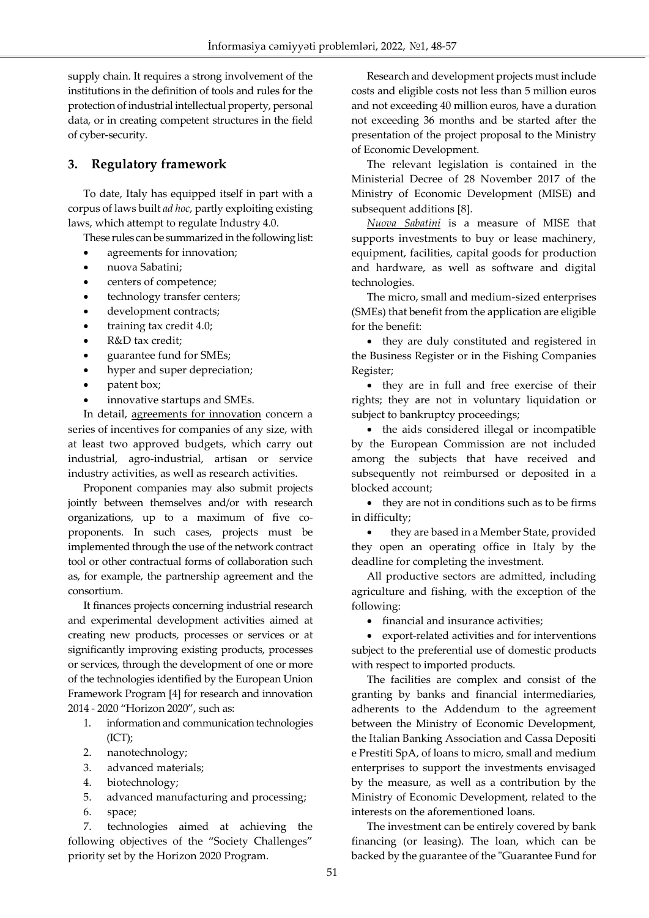supply chain. It requires a strong involvement of the institutions in the definition of tools and rules for the protection of industrial intellectual property, personal data, or in creating competent structures in the field of cyber-security.

## 3. Regulatory framework

To date, Italy has equipped itself in part with a corpus of laws built *ad hoc*, partly exploiting existing laws, which attempt to regulate Industry 4.0.

These rules can be summarized in the following list:

- agreements for innovation;
- nuova Sabatini;
- centers of competence;
- technology transfer centers;
- development contracts;
- training tax credit 4.0;
- R&D tax credit;
- guarantee fund for SMEs;
- hyper and super depreciation;
- patent box;
- innovative startups and SMEs.

In detail, agreements for innovation concern a series of incentives for companies of any size, with at least two approved budgets, which carry out industrial, agro-industrial, artisan or service industry activities, as well as research activities.

Proponent companies may also submit projects jointly between themselves and/or with research organizations, up to a maximum of five co-proponents. In such cases, projects must be implemented through the use of the network contract tool or other contractual forms of collaboration such as, for example, the partnership agreement and the consortium.

It finances projects concerning industrial research and experimental development activities aimed at creating new products, processes or services or at significantly improving existing products, processes or services, through the development of one or more of the technologies identified by the European Union Framework Program [4] for research and innovation 2014 - 2020 "Horizon 2020", such as:

1. information and communication technologies (ICT);
2. nanotechnology;
3. advanced materials;
4. biotechnology;
5. advanced manufacturing and processing;
6. space;
7. technologies aimed at achieving the following objectives of the "Society Challenges" priority set by the Horizon 2020 Program.

Research and development projects must include costs and eligible costs not less than 5 million euros and not exceeding 40 million euros, have a duration not exceeding 36 months and be started after the presentation of the project proposal to the Ministry of Economic Development.

The relevant legislation is contained in the Ministerial Decree of 28 November 2017 of the Ministry of Economic Development (MISE) and subsequent additions [8].

*Nuova Sabatini* is a measure of MISE that supports investments to buy or lease machinery, equipment, facilities, capital goods for production and hardware, as well as software and digital technologies.

The micro, small and medium-sized enterprises (SMEs) that benefit from the application are eligible for the benefit:

- they are duly constituted and registered in the Business Register or in the Fishing Companies Register;
- they are in full and free exercise of their rights; they are not in voluntary liquidation or subject to bankruptcy proceedings;
- the aids considered illegal or incompatible by the European Commission are not included among the subjects that have received and subsequently not reimbursed or deposited in a blocked account;
- they are not in conditions such as to be firms in difficulty;
- they are based in a Member State, provided they open an operating office in Italy by the deadline for completing the investment.

All productive sectors are admitted, including agriculture and fishing, with the exception of the following:

- financial and insurance activities;
- export-related activities and for interventions subject to the preferential use of domestic products with respect to imported products.

The facilities are complex and consist of the granting by banks and financial intermediaries, adherents to the Addendum to the agreement between the Ministry of Economic Development, the Italian Banking Association and Cassa Depositi e Prestiti SpA, of loans to micro, small and medium enterprises to support the investments envisaged by the measure, as well as a contribution by the Ministry of Economic Development, related to the interests on the aforementioned loans.

The investment can be entirely covered by bank financing (or leasing). The loan, which can be backed by the guarantee of the "Guarantee Fund for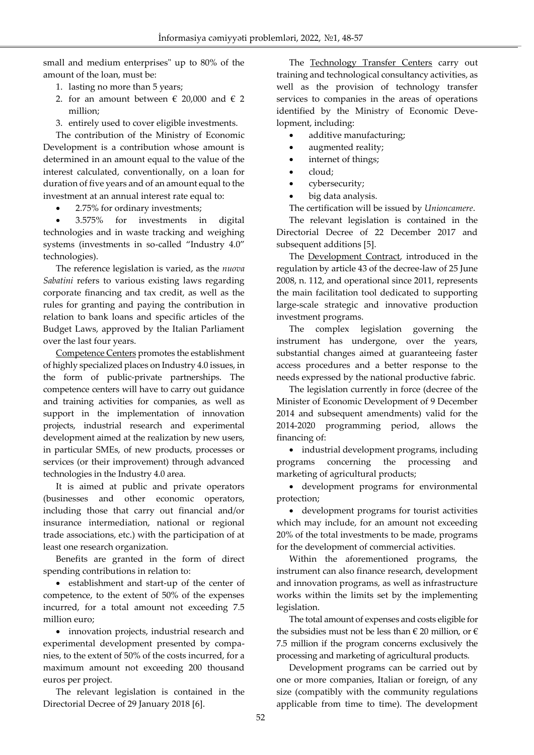small and medium enterprises" up to 80% of the amount of the loan, must be:

1. lasting no more than 5 years;
2. for an amount between € 20,000 and € 2 million;
3. entirely used to cover eligible investments.

The contribution of the Ministry of Economic Development is a contribution whose amount is determined in an amount equal to the value of the interest calculated, conventionally, on a loan for duration of five years and of an amount equal to the investment at an annual interest rate equal to:

- 2.75% for ordinary investments;
- 3.575% for investments in digital technologies and in waste tracking and weighing systems (investments in so-called "Industry 4.0" technologies).

The reference legislation is varied, as the *nuova Sabatini* refers to various existing laws regarding corporate financing and tax credit, as well as the rules for granting and paying the contribution in relation to bank loans and specific articles of the Budget Laws, approved by the Italian Parliament over the last four years.

Competence Centers promotes the establishment of highly specialized places on Industry 4.0 issues, in the form of public-private partnerships. The competence centers will have to carry out guidance and training activities for companies, as well as support in the implementation of innovation projects, industrial research and experimental development aimed at the realization by new users, in particular SMEs, of new products, processes or services (or their improvement) through advanced technologies in the Industry 4.0 area.

It is aimed at public and private operators (businesses and other economic operators, including those that carry out financial and/or insurance intermediation, national or regional trade associations, etc.) with the participation of at least one research organization.

Benefits are granted in the form of direct spending contributions in relation to:

- establishment and start-up of the center of competence, to the extent of 50% of the expenses incurred, for a total amount not exceeding 7.5 million euro;
- innovation projects, industrial research and experimental development presented by companies, to the extent of 50% of the costs incurred, for a maximum amount not exceeding 200 thousand euros per project.

The relevant legislation is contained in the Directorial Decree of 29 January 2018 [6].

The Technology Transfer Centers carry out training and technological consultancy activities, as well as the provision of technology transfer services to companies in the areas of operations identified by the Ministry of Economic Development, including:

- additive manufacturing;
- augmented reality;
- internet of things;
- cloud;
- cybersecurity;
- big data analysis.

The certification will be issued by *Unioncamere*.

The relevant legislation is contained in the Directorial Decree of 22 December 2017 and subsequent additions [5].

The Development Contract, introduced in the regulation by article 43 of the decree-law of 25 June 2008, n. 112, and operational since 2011, represents the main facilitation tool dedicated to supporting large-scale strategic and innovative production investment programs.

The complex legislation governing the instrument has undergone, over the years, substantial changes aimed at guaranteeing faster access procedures and a better response to the needs expressed by the national productive fabric.

The legislation currently in force (decree of the Minister of Economic Development of 9 December 2014 and subsequent amendments) valid for the 2014-2020 programming period, allows the financing of:

- industrial development programs, including programs concerning the processing and marketing of agricultural products;
- development programs for environmental protection;
- development programs for tourist activities which may include, for an amount not exceeding 20% of the total investments to be made, programs for the development of commercial activities.

Within the aforementioned programs, the instrument can also finance research, development and innovation programs, as well as infrastructure works within the limits set by the implementing legislation.

The total amount of expenses and costs eligible for the subsidies must not be less than € 20 million, or € 7.5 million if the program concerns exclusively the processing and marketing of agricultural products.

Development programs can be carried out by one or more companies, Italian or foreign, of any size (compatibly with the community regulations applicable from time to time). The development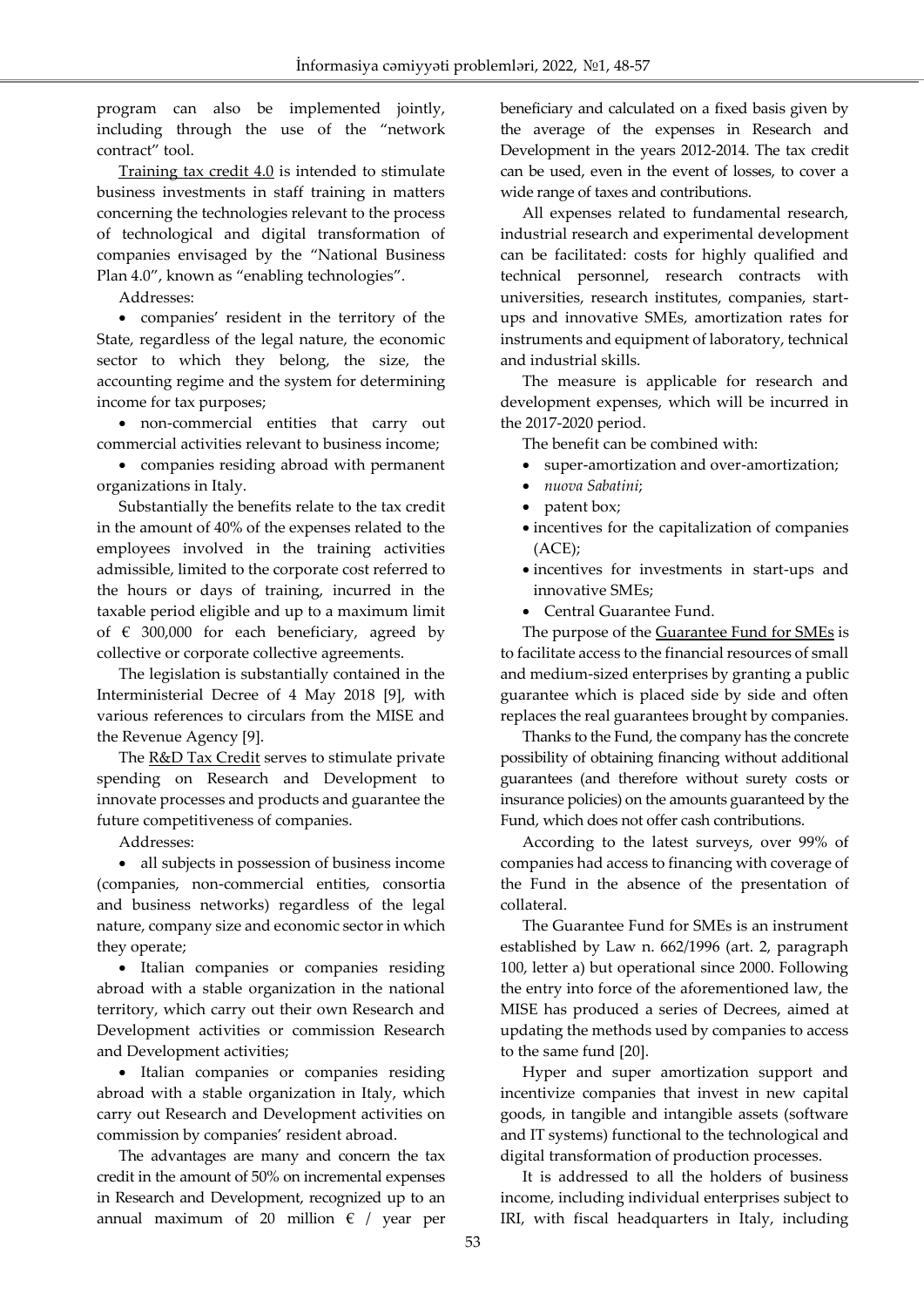program can also be implemented jointly, including through the use of the "network contract" tool.

Training tax credit 4.0 is intended to stimulate business investments in staff training in matters concerning the technologies relevant to the process of technological and digital transformation of companies envisaged by the "National Business Plan 4.0", known as "enabling technologies".

Addresses:

- companies' resident in the territory of the State, regardless of the legal nature, the economic sector to which they belong, the size, the accounting regime and the system for determining income for tax purposes;
- non-commercial entities that carry out commercial activities relevant to business income;
- companies residing abroad with permanent organizations in Italy.

Substantially the benefits relate to the tax credit in the amount of 40% of the expenses related to the employees involved in the training activities admissible, limited to the corporate cost referred to the hours or days of training, incurred in the taxable period eligible and up to a maximum limit of € 300,000 for each beneficiary, agreed by collective or corporate collective agreements.

The legislation is substantially contained in the Interministerial Decree of 4 May 2018 [9], with various references to circulars from the MISE and the Revenue Agency [9].

The R&D Tax Credit serves to stimulate private spending on Research and Development to innovate processes and products and guarantee the future competitiveness of companies.

Addresses:

- all subjects in possession of business income (companies, non-commercial entities, consortia and business networks) regardless of the legal nature, company size and economic sector in which they operate;
- Italian companies or companies residing abroad with a stable organization in the national territory, which carry out their own Research and Development activities or commission Research and Development activities;
- Italian companies or companies residing abroad with a stable organization in Italy, which carry out Research and Development activities on commission by companies' resident abroad.

The advantages are many and concern the tax credit in the amount of 50% on incremental expenses in Research and Development, recognized up to an annual maximum of 20 million € / year per beneficiary and calculated on a fixed basis given by the average of the expenses in Research and Development in the years 2012-2014. The tax credit can be used, even in the event of losses, to cover a wide range of taxes and contributions.

All expenses related to fundamental research, industrial research and experimental development can be facilitated: costs for highly qualified and technical personnel, research contracts with universities, research institutes, companies, start-ups and innovative SMEs, amortization rates for instruments and equipment of laboratory, technical and industrial skills.

The measure is applicable for research and development expenses, which will be incurred in the 2017-2020 period.

The benefit can be combined with:

- super-amortization and over-amortization;
- *nuova Sabatini*;
- patent box;
- incentives for the capitalization of companies (ACE);
- incentives for investments in start-ups and innovative SMEs;
- Central Guarantee Fund.

The purpose of the Guarantee Fund for SMEs is to facilitate access to the financial resources of small and medium-sized enterprises by granting a public guarantee which is placed side by side and often replaces the real guarantees brought by companies.

Thanks to the Fund, the company has the concrete possibility of obtaining financing without additional guarantees (and therefore without surety costs or insurance policies) on the amounts guaranteed by the Fund, which does not offer cash contributions.

According to the latest surveys, over 99% of companies had access to financing with coverage of the Fund in the absence of the presentation of collateral.

The Guarantee Fund for SMEs is an instrument established by Law n. 662/1996 (art. 2, paragraph 100, letter a) but operational since 2000. Following the entry into force of the aforementioned law, the MISE has produced a series of Decrees, aimed at updating the methods used by companies to access to the same fund [20].

Hyper and super amortization support and incentivize companies that invest in new capital goods, in tangible and intangible assets (software and IT systems) functional to the technological and digital transformation of production processes.

It is addressed to all the holders of business income, including individual enterprises subject to IRI, with fiscal headquarters in Italy, including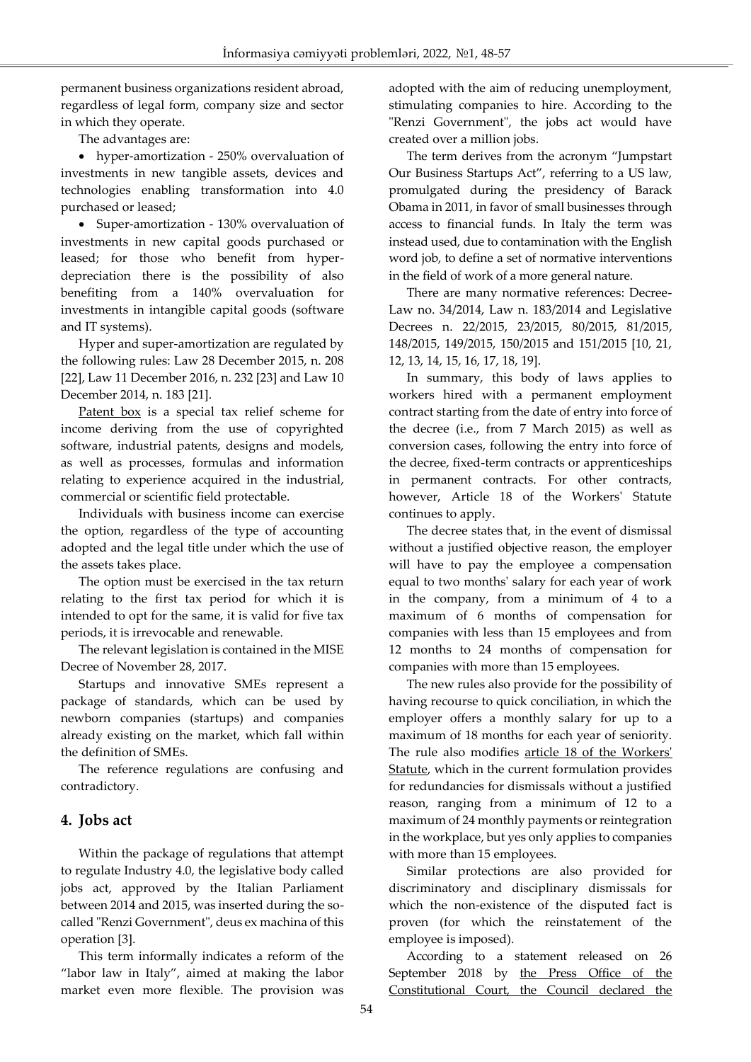permanent business organizations resident abroad, regardless of legal form, company size and sector in which they operate.

The advantages are:

- hyper-amortization - 250% overvaluation of investments in new tangible assets, devices and technologies enabling transformation into 4.0 purchased or leased;
- Super-amortization - 130% overvaluation of investments in new capital goods purchased or leased; for those who benefit from hyper-depreciation there is the possibility of also benefiting from a 140% overvaluation for investments in intangible capital goods (software and IT systems).

Hyper and super-amortization are regulated by the following rules: Law 28 December 2015, n. 208 [22], Law 11 December 2016, n. 232 [23] and Law 10 December 2014, n. 183 [21].

Patent box is a special tax relief scheme for income deriving from the use of copyrighted software, industrial patents, designs and models, as well as processes, formulas and information relating to experience acquired in the industrial, commercial or scientific field protectable.

Individuals with business income can exercise the option, regardless of the type of accounting adopted and the legal title under which the use of the assets takes place.

The option must be exercised in the tax return relating to the first tax period for which it is intended to opt for the same, it is valid for five tax periods, it is irrevocable and renewable.

The relevant legislation is contained in the MISE Decree of November 28, 2017.

Startups and innovative SMEs represent a package of standards, which can be used by newborn companies (startups) and companies already existing on the market, which fall within the definition of SMEs.

The reference regulations are confusing and contradictory.

## 4. Jobs act

Within the package of regulations that attempt to regulate Industry 4.0, the legislative body called jobs act, approved by the Italian Parliament between 2014 and 2015, was inserted during the so-called "Renzi Government", deus ex machina of this operation [3].

This term informally indicates a reform of the "labor law in Italy", aimed at making the labor market even more flexible. The provision was adopted with the aim of reducing unemployment, stimulating companies to hire. According to the "Renzi Government", the jobs act would have created over a million jobs.

The term derives from the acronym "Jumpstart Our Business Startups Act", referring to a US law, promulgated during the presidency of Barack Obama in 2011, in favor of small businesses through access to financial funds. In Italy the term was instead used, due to contamination with the English word job, to define a set of normative interventions in the field of work of a more general nature.

There are many normative references: Decree-Law no. 34/2014, Law n. 183/2014 and Legislative Decrees n. 22/2015, 23/2015, 80/2015, 81/2015, 148/2015, 149/2015, 150/2015 and 151/2015 [10, 21, 12, 13, 14, 15, 16, 17, 18, 19].

In summary, this body of laws applies to workers hired with a permanent employment contract starting from the date of entry into force of the decree (i.e., from 7 March 2015) as well as conversion cases, following the entry into force of the decree, fixed-term contracts or apprenticeships in permanent contracts. For other contracts, however, Article 18 of the Workers' Statute continues to apply.

The decree states that, in the event of dismissal without a justified objective reason, the employer will have to pay the employee a compensation equal to two months' salary for each year of work in the company, from a minimum of 4 to a maximum of 6 months of compensation for companies with less than 15 employees and from 12 months to 24 months of compensation for companies with more than 15 employees.

The new rules also provide for the possibility of having recourse to quick conciliation, in which the employer offers a monthly salary for up to a maximum of 18 months for each year of seniority. The rule also modifies article 18 of the Workers' Statute, which in the current formulation provides for redundancies for dismissals without a justified reason, ranging from a minimum of 12 to a maximum of 24 monthly payments or reintegration in the workplace, but yes only applies to companies with more than 15 employees.

Similar protections are also provided for discriminatory and disciplinary dismissals for which the non-existence of the disputed fact is proven (for which the reinstatement of the employee is imposed).

According to a statement released on 26 September 2018 by the Press Office of the Constitutional Court, the Council declared the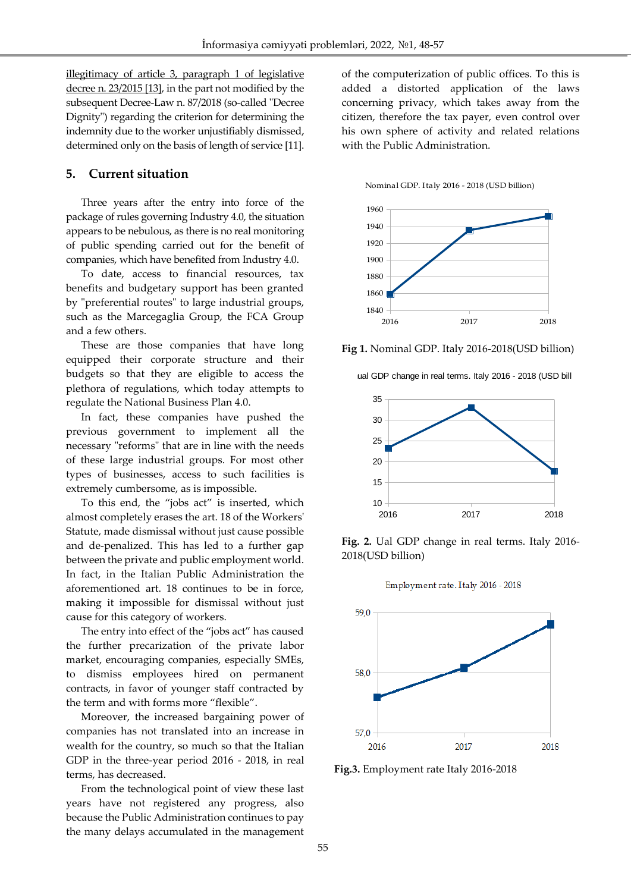illegitimacy of article 3, paragraph 1 of legislative decree n. 23/2015 [13], in the part not modified by the subsequent Decree-Law n. 87/2018 (so-called "Decree Dignity") regarding the criterion for determining the indemnity due to the worker unjustifiably dismissed, determined only on the basis of length of service [11].

## 5. Current situation

Three years after the entry into force of the package of rules governing Industry 4.0, the situation appears to be nebulous, as there is no real monitoring of public spending carried out for the benefit of companies, which have benefited from Industry 4.0.

To date, access to financial resources, tax benefits and budgetary support has been granted by "preferential routes" to large industrial groups, such as the Marcegaglia Group, the FCA Group and a few others.

These are those companies that have long equipped their corporate structure and their budgets so that they are eligible to access the plethora of regulations, which today attempts to regulate the National Business Plan 4.0.

In fact, these companies have pushed the previous government to implement all the necessary "reforms" that are in line with the needs of these large industrial groups. For most other types of businesses, access to such facilities is extremely cumbersome, as is impossible.

To this end, the "jobs act" is inserted, which almost completely erases the art. 18 of the Workers' Statute, made dismissal without just cause possible and de-penalized. This has led to a further gap between the private and public employment world. In fact, in the Italian Public Administration the aforementioned art. 18 continues to be in force, making it impossible for dismissal without just cause for this category of workers.

The entry into effect of the "jobs act" has caused the further precarization of the private labor market, encouraging companies, especially SMEs, to dismiss employees hired on permanent contracts, in favor of younger staff contracted by the term and with forms more "flexible".

Moreover, the increased bargaining power of companies has not translated into an increase in wealth for the country, so much so that the Italian GDP in the three-year period 2016 - 2018, in real terms, has decreased.

From the technological point of view these last years have not registered any progress, also because the Public Administration continues to pay the many delays accumulated in the management of the computerization of public offices. To this is added a distorted application of the laws concerning privacy, which takes away from the citizen, therefore the tax payer, even control over his own sphere of activity and related relations with the Public Administration.

Nominal GDP. Italy 2016 - 2018 (USD billion)

| Year | Value |
|---|---|
| 2016 | ~1860 |
| 2017 | ~1935 |
| 2018 | ~1952 |

**Fig 1.** Nominal GDP. Italy 2016-2018(USD billion)

ual GDP change in real terms. Italy 2016 - 2018 (USD bill

| Year | Value |
|---|---|
| 2016 | ~23 |
| 2017 | ~33 |
| 2018 | ~18 |

**Fig. 2.** Ual GDP change in real terms. Italy 2016-2018(USD billion)

Employment rate. Italy 2016 - 2018

| Year | Value |
|---|---|
| 2016 | ~57.6 |
| 2017 | ~58.1 |
| 2018 | ~58.8 |

**Fig.3.** Employment rate Italy 2016-2018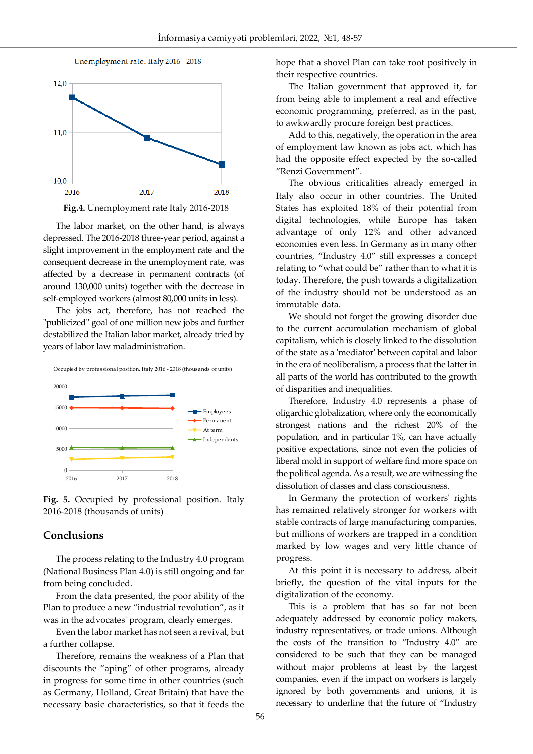**Fig.4.** Unemployment rate Italy 2016-2018

The labor market, on the other hand, is always depressed. The 2016-2018 three-year period, against a slight improvement in the employment rate and the consequent decrease in the unemployment rate, was affected by a decrease in permanent contracts (of around 130,000 units) together with the decrease in self-employed workers (almost 80,000 units in less).

The jobs act, therefore, has not reached the "publicized" goal of one million new jobs and further destabilized the Italian labor market, already tried by years of labor law maladministration.

**Fig. 5.** Occupied by professional position. Italy 2016-2018 (thousands of units)

## Conclusions

The process relating to the Industry 4.0 program (National Business Plan 4.0) is still ongoing and far from being concluded.

From the data presented, the poor ability of the Plan to produce a new "industrial revolution", as it was in the advocates' program, clearly emerges.

Even the labor market has not seen a revival, but a further collapse.

Therefore, remains the weakness of a Plan that discounts the "aping" of other programs, already in progress for some time in other countries (such as Germany, Holland, Great Britain) that have the necessary basic characteristics, so that it feeds the hope that a shovel Plan can take root positively in their respective countries.

The Italian government that approved it, far from being able to implement a real and effective economic programming, preferred, as in the past, to awkwardly procure foreign best practices.

Add to this, negatively, the operation in the area of employment law known as jobs act, which has had the opposite effect expected by the so-called "Renzi Government".

The obvious criticalities already emerged in Italy also occur in other countries. The United States has exploited 18% of their potential from digital technologies, while Europe has taken advantage of only 12% and other advanced economies even less. In Germany as in many other countries, "Industry 4.0" still expresses a concept relating to "what could be" rather than to what it is today. Therefore, the push towards a digitalization of the industry should not be understood as an immutable data.

We should not forget the growing disorder due to the current accumulation mechanism of global capitalism, which is closely linked to the dissolution of the state as a 'mediator' between capital and labor in the era of neoliberalism, a process that the latter in all parts of the world has contributed to the growth of disparities and inequalities.

Therefore, Industry 4.0 represents a phase of oligarchic globalization, where only the economically strongest nations and the richest 20% of the population, and in particular 1%, can have actually positive expectations, since not even the policies of liberal mold in support of welfare find more space on the political agenda. As a result, we are witnessing the dissolution of classes and class consciousness.

In Germany the protection of workers' rights has remained relatively stronger for workers with stable contracts of large manufacturing companies, but millions of workers are trapped in a condition marked by low wages and very little chance of progress.

At this point it is necessary to address, albeit briefly, the question of the vital inputs for the digitalization of the economy.

This is a problem that has so far not been adequately addressed by economic policy makers, industry representatives, or trade unions. Although the costs of the transition to "Industry 4.0" are considered to be such that they can be managed without major problems at least by the largest companies, even if the impact on workers is largely ignored by both governments and unions, it is necessary to underline that the future of "Industry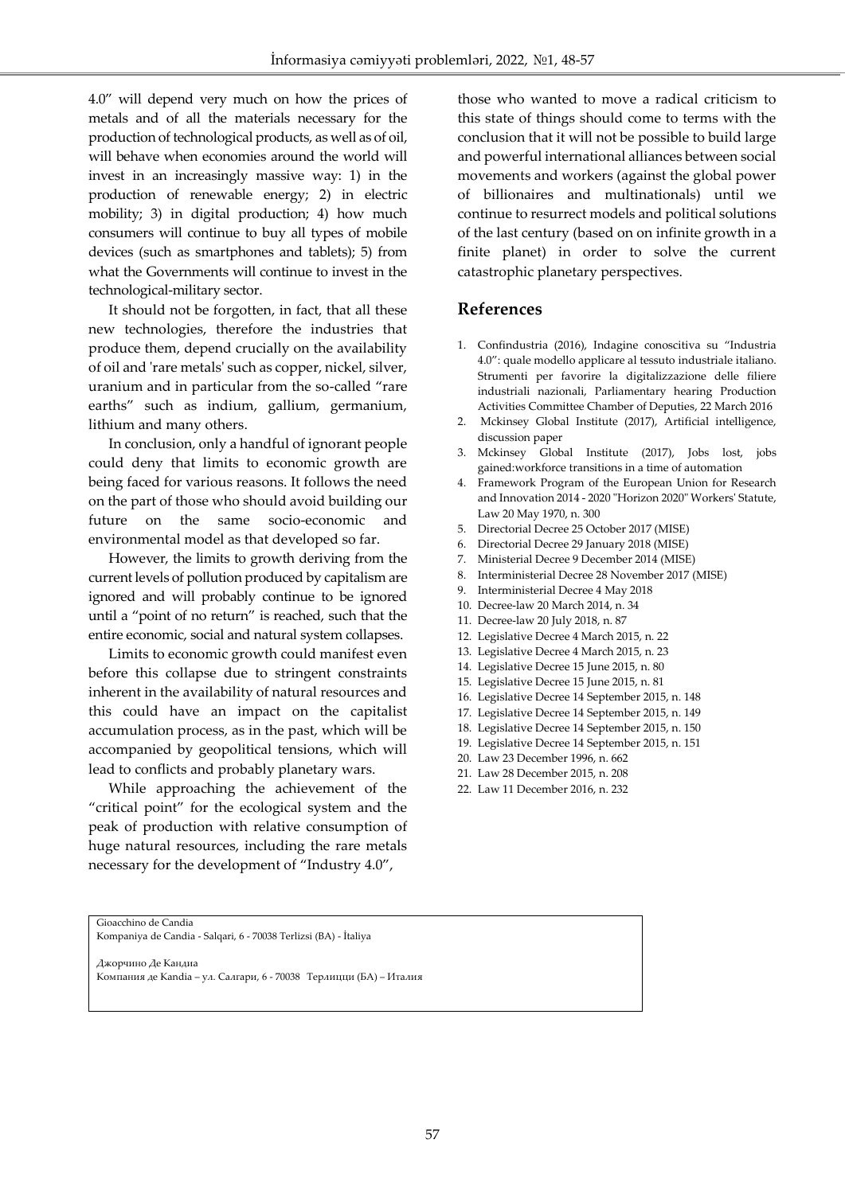4.0" will depend very much on how the prices of metals and of all the materials necessary for the production of technological products, as well as of oil, will behave when economies around the world will invest in an increasingly massive way: 1) in the production of renewable energy; 2) in electric mobility; 3) in digital production; 4) how much consumers will continue to buy all types of mobile devices (such as smartphones and tablets); 5) from what the Governments will continue to invest in the technological-military sector.

It should not be forgotten, in fact, that all these new technologies, therefore the industries that produce them, depend crucially on the availability of oil and 'rare metals' such as copper, nickel, silver, uranium and in particular from the so-called "rare earths" such as indium, gallium, germanium, lithium and many others.

In conclusion, only a handful of ignorant people could deny that limits to economic growth are being faced for various reasons. It follows the need on the part of those who should avoid building our future on the same socio-economic and environmental model as that developed so far.

However, the limits to growth deriving from the current levels of pollution produced by capitalism are ignored and will probably continue to be ignored until a "point of no return" is reached, such that the entire economic, social and natural system collapses.

Limits to economic growth could manifest even before this collapse due to stringent constraints inherent in the availability of natural resources and this could have an impact on the capitalist accumulation process, as in the past, which will be accompanied by geopolitical tensions, which will lead to conflicts and probably planetary wars.

While approaching the achievement of the "critical point" for the ecological system and the peak of production with relative consumption of huge natural resources, including the rare metals necessary for the development of "Industry 4.0", those who wanted to move a radical criticism to this state of things should come to terms with the conclusion that it will not be possible to build large and powerful international alliances between social movements and workers (against the global power of billionaires and multinationals) until we continue to resurrect models and political solutions of the last century (based on on infinite growth in a finite planet) in order to solve the current catastrophic planetary perspectives.

## References

1. Confindustria (2016), Indagine conoscitiva su "Industria 4.0": quale modello applicare al tessuto industriale italiano. Strumenti per favorire la digitalizzazione delle filiere industriali nazionali, Parliamentary hearing Production Activities Committee Chamber of Deputies, 22 March 2016
2. Mckinsey Global Institute (2017), Artificial intelligence, discussion paper
3. Mckinsey Global Institute (2017), Jobs lost, jobs gained:workforce transitions in a time of automation
4. Framework Program of the European Union for Research and Innovation 2014 - 2020 "Horizon 2020" Workers' Statute, Law 20 May 1970, n. 300
5. Directorial Decree 25 October 2017 (MISE)
6. Directorial Decree 29 January 2018 (MISE)
7. Ministerial Decree 9 December 2014 (MISE)
8. Interministerial Decree 28 November 2017 (MISE)
9. Interministerial Decree 4 May 2018
10. Decree-law 20 March 2014, n. 34
11. Decree-law 20 July 2018, n. 87
12. Legislative Decree 4 March 2015, n. 22
13. Legislative Decree 4 March 2015, n. 23
14. Legislative Decree 15 June 2015, n. 80
15. Legislative Decree 15 June 2015, n. 81
16. Legislative Decree 14 September 2015, n. 148
17. Legislative Decree 14 September 2015, n. 149
18. Legislative Decree 14 September 2015, n. 150
19. Legislative Decree 14 September 2015, n. 151
20. Law 23 December 1996, n. 662
21. Law 28 December 2015, n. 208
22. Law 11 December 2016, n. 232

Gioacchino de Candia
Kompaniya de Candia - Salqari, 6 - 70038 Terlizsi (BA) - İtaliya

Джорчино Де Кандиа
Компания де Kandia – ул. Салгари, 6 - 70038 Терлицци (БА) – Италия